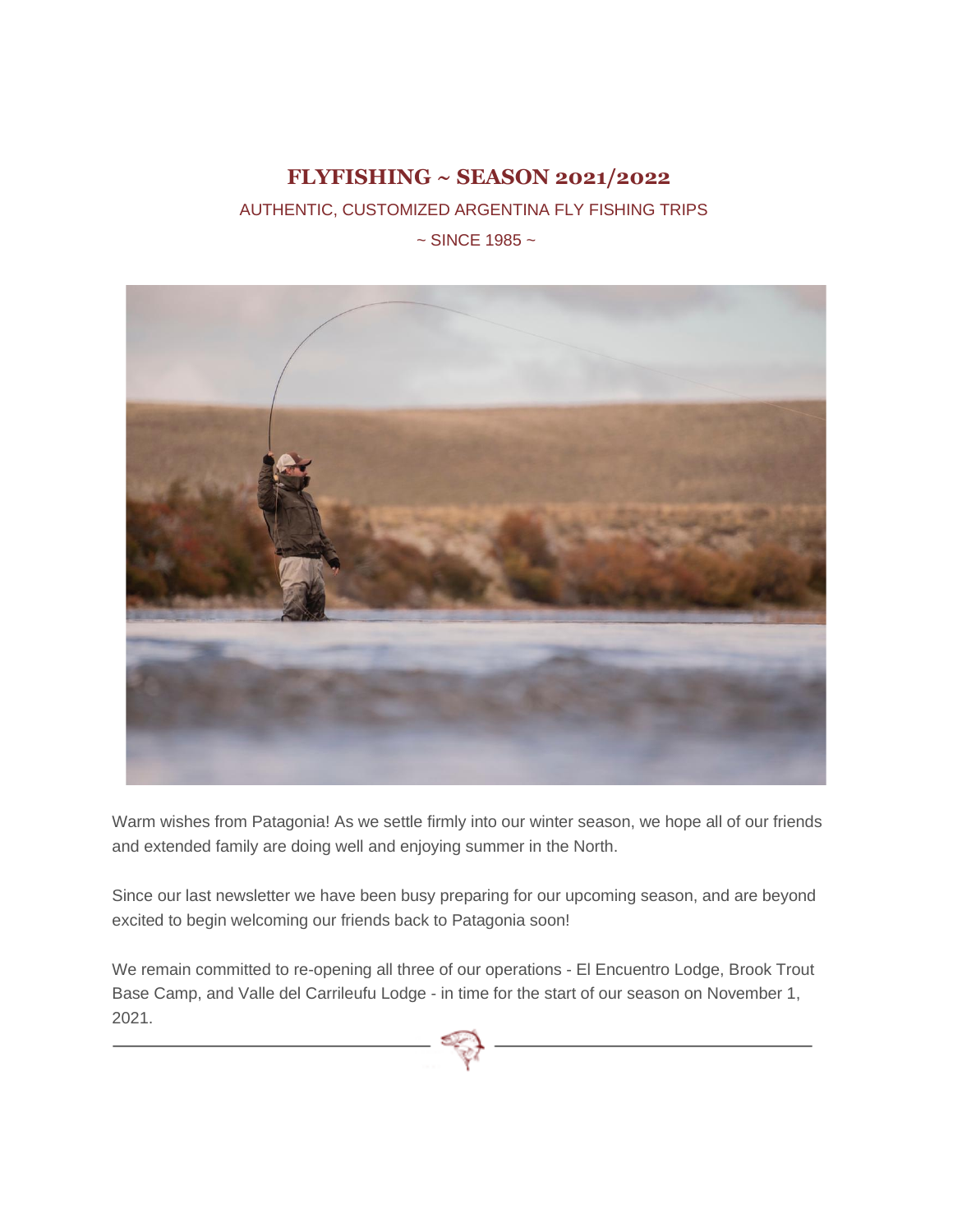# FLYFISHING ~ SEASON 2021/2022

AUTHENTIC, CUSTOMIZED ARGENTINA FLY FISHING TRIPS

~ SINCE 1985 ~

Warm wishes from Patagonia! As we settle firmly into our winter season, we hope all of our friends and extended family are doing well and enjoying summer in the North.

Since our last newsletter we have been busy preparing for our upcoming season, and are beyond excited to begin welcoming our friends back to Patagonia soon!

We remain committed to re-opening all three of our operations - El Encuentro Lodge, Brook Trout Base Camp, and Valle del Carrileufu Lodge - in time for the start of our season on November 1, 2021.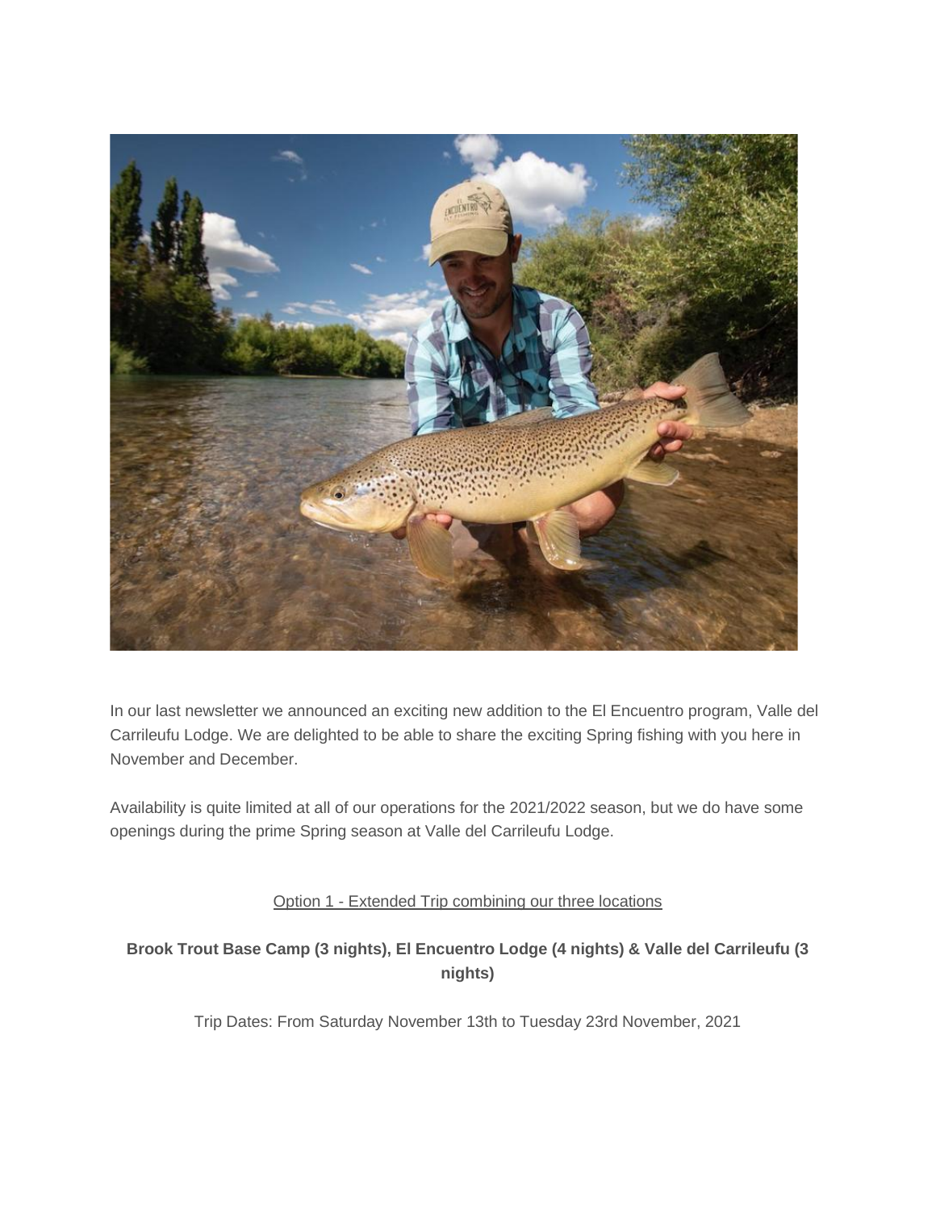In our last newsletter we announced an exciting new addition to the El Encuentro program, Valle del Carrileufu Lodge. We are delighted to be able to share the exciting Spring fishing with you here in November and December.

Availability is quite limited at all of our operations for the 2021/2022 season, but we do have some openings during the prime Spring season at Valle del Carrileufu Lodge.

Option 1 - Extended Trip combining our three locations

**Brook Trout Base Camp (3 nights), El Encuentro Lodge (4 nights) & Valle del Carrileufu (3 nights)**

Trip Dates: From Saturday November 13th to Tuesday 23rd November, 2021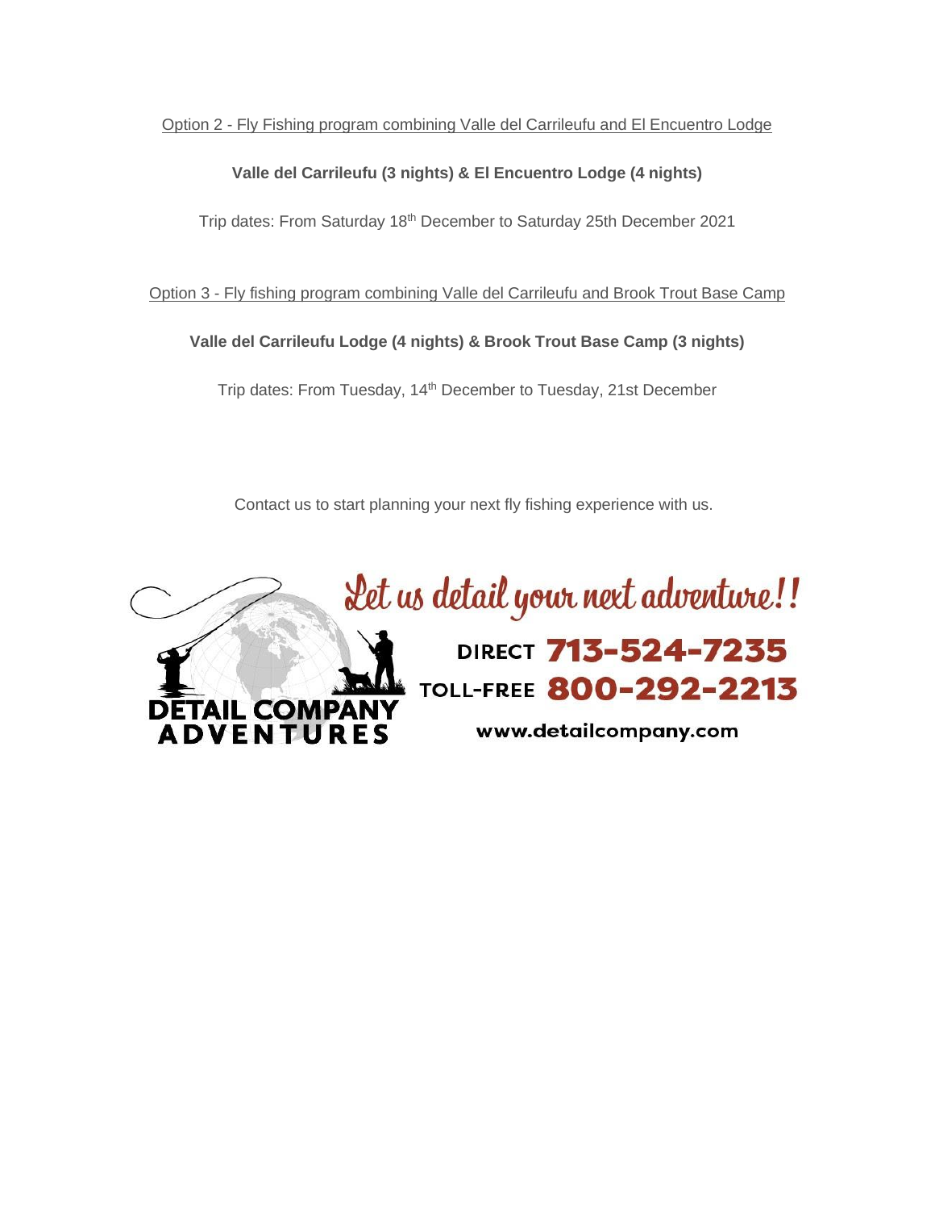Option 2 - Fly Fishing program combining Valle del Carrileufu and El Encuentro Lodge

**Valle del Carrileufu (3 nights) & El Encuentro Lodge (4 nights)**

Trip dates: From Saturday 18th December to Saturday 25th December 2021

Option 3 - Fly fishing program combining Valle del Carrileufu and Brook Trout Base Camp

**Valle del Carrileufu Lodge (4 nights) & Brook Trout Base Camp (3 nights)**

Trip dates: From Tuesday, 14th December to Tuesday, 21st December

Contact us to start planning your next fly fishing experience with us.

DETAIL COMPANY ADVENTURES

Let us detail your next adventure!!

DIRECT 713-524-7235

TOLL-FREE 800-292-2213

www.detailcompany.com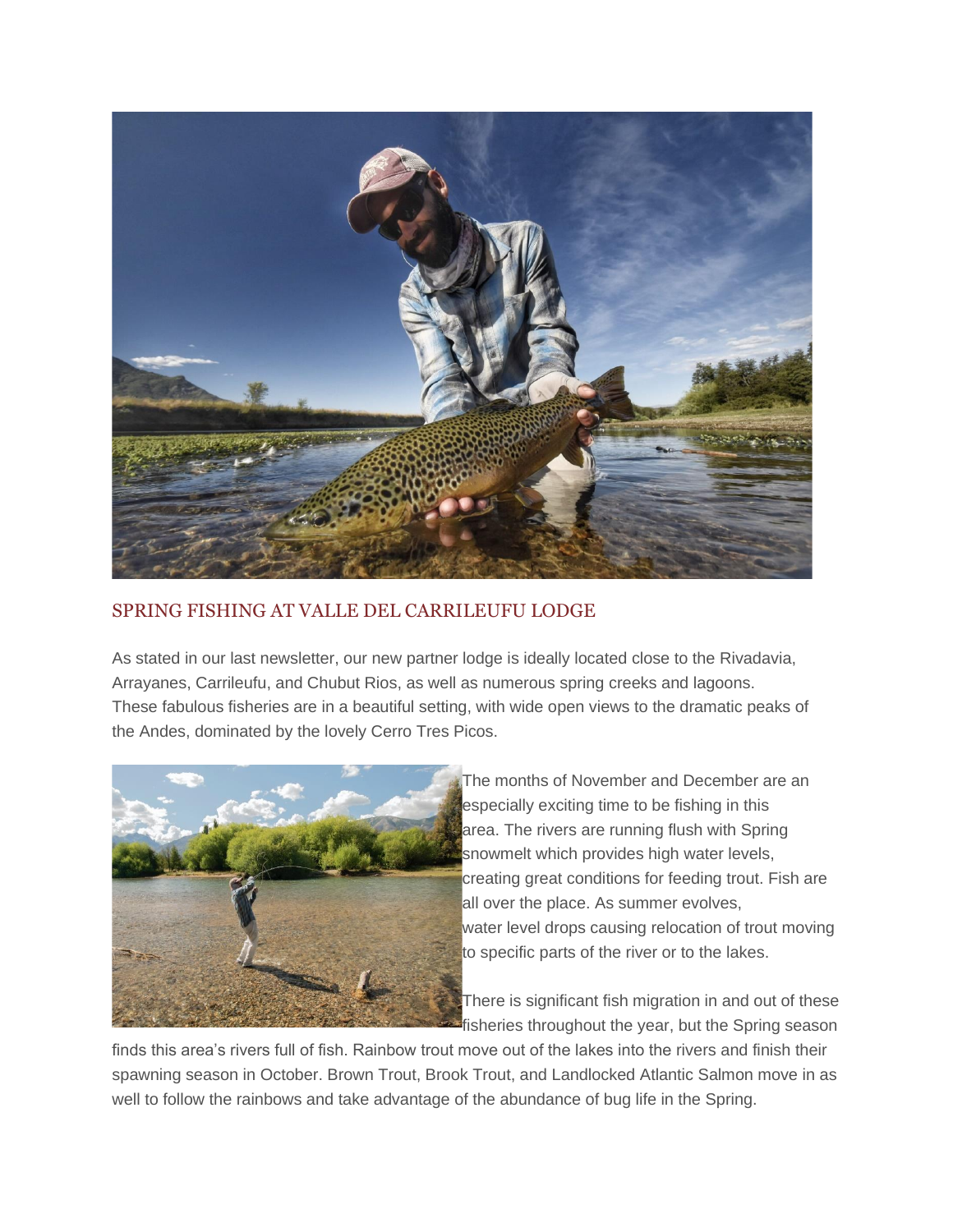## SPRING FISHING AT VALLE DEL CARRILEUFU LODGE

As stated in our last newsletter, our new partner lodge is ideally located close to the Rivadavia, Arrayanes, Carrileufu, and Chubut Rios, as well as numerous spring creeks and lagoons. These fabulous fisheries are in a beautiful setting, with wide open views to the dramatic peaks of the Andes, dominated by the lovely Cerro Tres Picos.

The months of November and December are an especially exciting time to be fishing in this area. The rivers are running flush with Spring snowmelt which provides high water levels, creating great conditions for feeding trout. Fish are all over the place. As summer evolves, water level drops causing relocation of trout moving to specific parts of the river or to the lakes.

There is significant fish migration in and out of these fisheries throughout the year, but the Spring season finds this area's rivers full of fish. Rainbow trout move out of the lakes into the rivers and finish their spawning season in October. Brown Trout, Brook Trout, and Landlocked Atlantic Salmon move in as well to follow the rainbows and take advantage of the abundance of bug life in the Spring.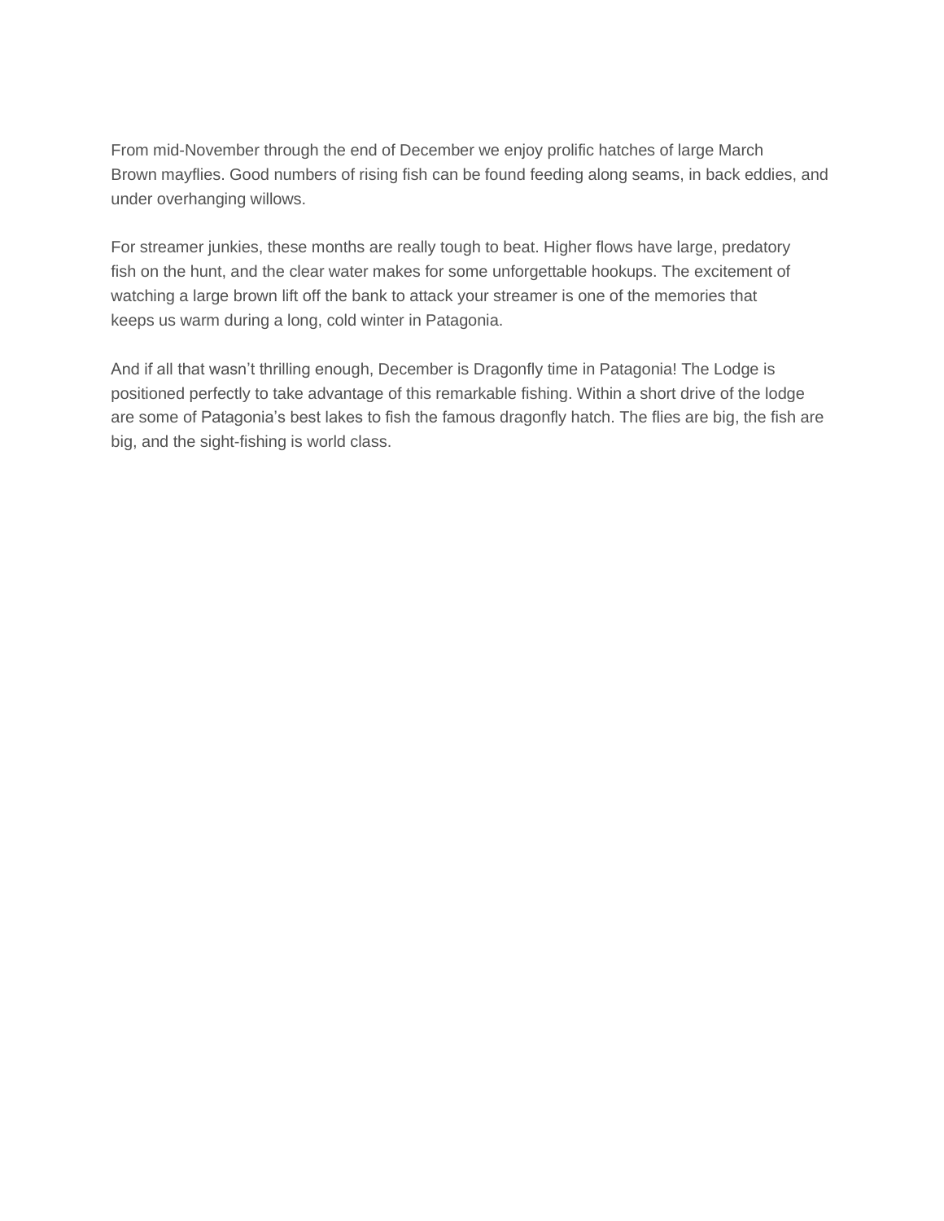From mid-November through the end of December we enjoy prolific hatches of large March Brown mayflies. Good numbers of rising fish can be found feeding along seams, in back eddies, and under overhanging willows.

For streamer junkies, these months are really tough to beat. Higher flows have large, predatory fish on the hunt, and the clear water makes for some unforgettable hookups. The excitement of watching a large brown lift off the bank to attack your streamer is one of the memories that keeps us warm during a long, cold winter in Patagonia.

And if all that wasn't thrilling enough, December is Dragonfly time in Patagonia! The Lodge is positioned perfectly to take advantage of this remarkable fishing. Within a short drive of the lodge are some of Patagonia's best lakes to fish the famous dragonfly hatch. The flies are big, the fish are big, and the sight-fishing is world class.